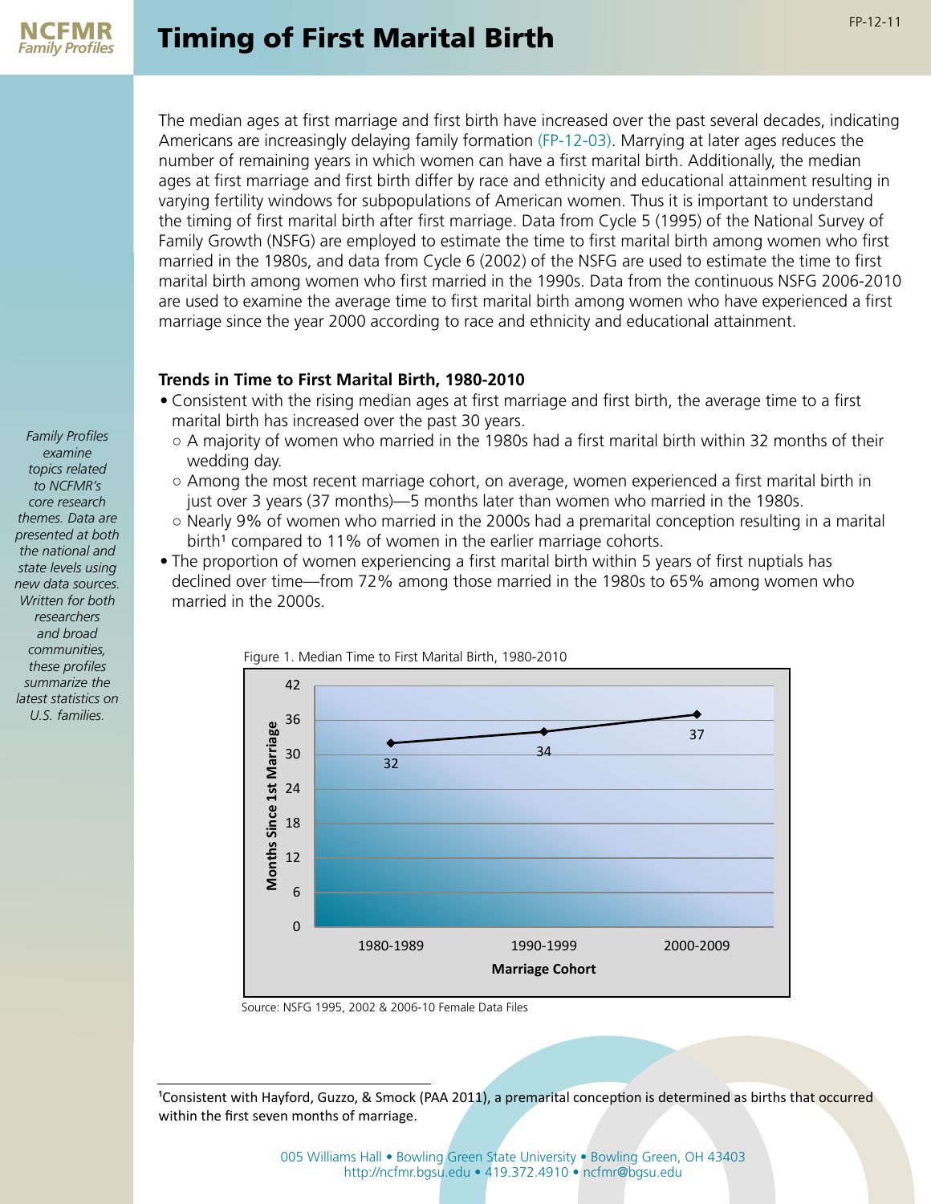# Timing of First Marital Birth

The median ages at first marriage and first birth have increased over the past several decades, indicating Americans are increasingly delaying family formation (FP-12-03). Marrying at later ages reduces the number of remaining years in which women can have a first marital birth. Additionally, the median ages at first marriage and first birth differ by race and ethnicity and educational attainment resulting in varying fertility windows for subpopulations of American women. Thus it is important to understand the timing of first marital birth after first marriage. Data from Cycle 5 (1995) of the National Survey of Family Growth (NSFG) are employed to estimate the time to first marital birth among women who first married in the 1980s, and data from Cycle 6 (2002) of the NSFG are used to estimate the time to first marital birth among women who first married in the 1990s. Data from the continuous NSFG 2006-2010 are used to examine the average time to first marital birth among women who have experienced a first marriage since the year 2000 according to race and ethnicity and educational attainment.

*Family Profiles examine topics related to NCFMR's core research themes. Data are presented at both the national and state levels using new data sources. Written for both researchers and broad communities, these profiles summarize the latest statistics on U.S. families.*

### Trends in Time to First Marital Birth, 1980-2010

- Consistent with the rising median ages at first marriage and first birth, the average time to a first marital birth has increased over the past 30 years.
  - A majority of women who married in the 1980s had a first marital birth within 32 months of their wedding day.
  - Among the most recent marriage cohort, on average, women experienced a first marital birth in just over 3 years (37 months)—5 months later than women who married in the 1980s.
  - Nearly 9% of women who married in the 2000s had a premarital conception resulting in a marital birth[1] compared to 11% of women in the earlier marriage cohorts.
- The proportion of women experiencing a first marital birth within 5 years of first nuptials has declined over time—from 72% among those married in the 1980s to 65% among women who married in the 2000s.

Figure 1. Median Time to First Marital Birth, 1980-2010

| Marriage Cohort | Months Since 1st Marriage |
|---|---|
| 1980-1989 | 32 |
| 1990-1999 | 34 |
| 2000-2009 | 37 |

Source: NSFG 1995, 2002 & 2006-10 Female Data Files

[1]Consistent with Hayford, Guzzo, & Smock (PAA 2011), a premarital conception is determined as births that occurred within the first seven months of marriage.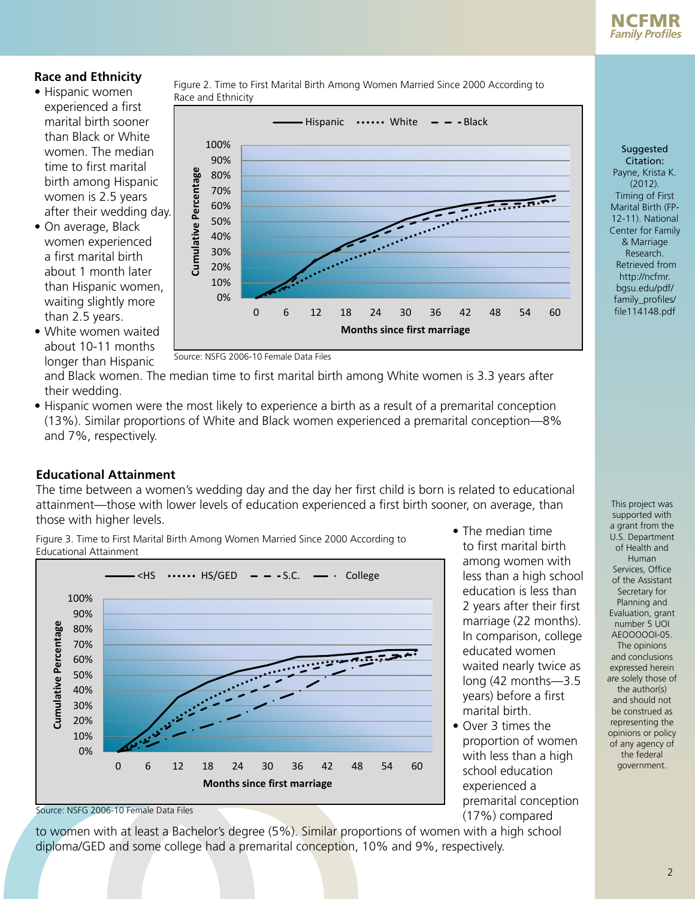## Race and Ethnicity

- Hispanic women experienced a first marital birth sooner than Black or White women. The median time to first marital birth among Hispanic women is 2.5 years after their wedding day.
- On average, Black women experienced a first marital birth about 1 month later than Hispanic women, waiting slightly more than 2.5 years.
- White women waited about 10-11 months longer than Hispanic and Black women. The median time to first marital birth among White women is 3.3 years after their wedding.
- Hispanic women were the most likely to experience a birth as a result of a premarital conception (13%). Similar proportions of White and Black women experienced a premarital conception—8% and 7%, respectively.

Figure 2. Time to First Marital Birth Among Women Married Since 2000 According to Race and Ethnicity

Hispanic
White
Black

Cumulative Percentage

100%
90%
80%
70%
60%
50%
40%
30%
20%
10%
0%

0 6 12 18 24 30 36 42 48 54 60

Months since first marriage

Source: NSFG 2006-10 Female Data Files

## Educational Attainment

The time between a women's wedding day and the day her first child is born is related to educational attainment—those with lower levels of education experienced a first birth sooner, on average, than those with higher levels.

Figure 3. Time to First Marital Birth Among Women Married Since 2000 According to Educational Attainment

<HS
HS/GED
S.C.
College

Cumulative Percentage

100%
90%
80%
70%
60%
50%
40%
30%
20%
10%
0%

0 6 12 18 24 30 36 42 48 54 60

Months since first marriage

Source: NSFG 2006-10 Female Data Files

- The median time to first marital birth among women with less than a high school education is less than 2 years after their first marriage (22 months). In comparison, college educated women waited nearly twice as long (42 months—3.5 years) before a first marital birth.
- Over 3 times the proportion of women with less than a high school education experienced a premarital conception (17%) compared to women with at least a Bachelor's degree (5%). Similar proportions of women with a high school diploma/GED and some college had a premarital conception, 10% and 9%, respectively.

Suggested Citation:
Payne, Krista K. (2012). Timing of First Marital Birth (FP-12-11). National Center for Family & Marriage Research. Retrieved from http://ncfmr.bgsu.edu/pdf/family_profiles/file114148.pdf

This project was supported with a grant from the U.S. Department of Health and Human Services, Office of the Assistant Secretary for Planning and Evaluation, grant number 5 UOI AEOOOOOI-05. The opinions and conclusions expressed herein are solely those of the author(s) and should not be construed as representing the opinions or policy of any agency of the federal government.